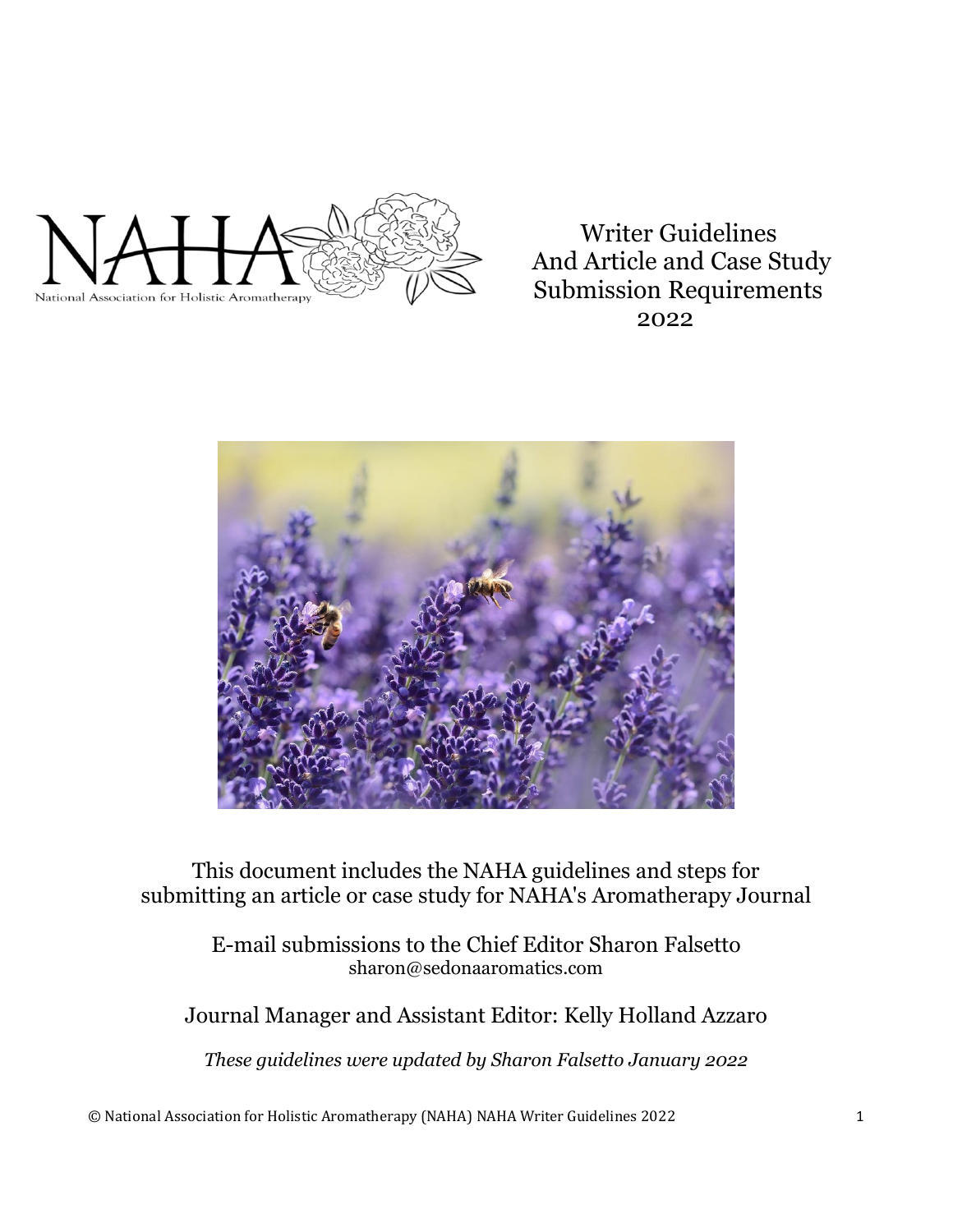NAHA

National Association for Holistic Aromatherapy

# Writer Guidelines And Article and Case Study Submission Requirements 2022

This document includes the NAHA guidelines and steps for submitting an article or case study for NAHA's Aromatherapy Journal

E-mail submissions to the Chief Editor Sharon Falsetto
sharon@sedonaaromatics.com

Journal Manager and Assistant Editor: Kelly Holland Azzaro

*These guidelines were updated by Sharon Falsetto January 2022*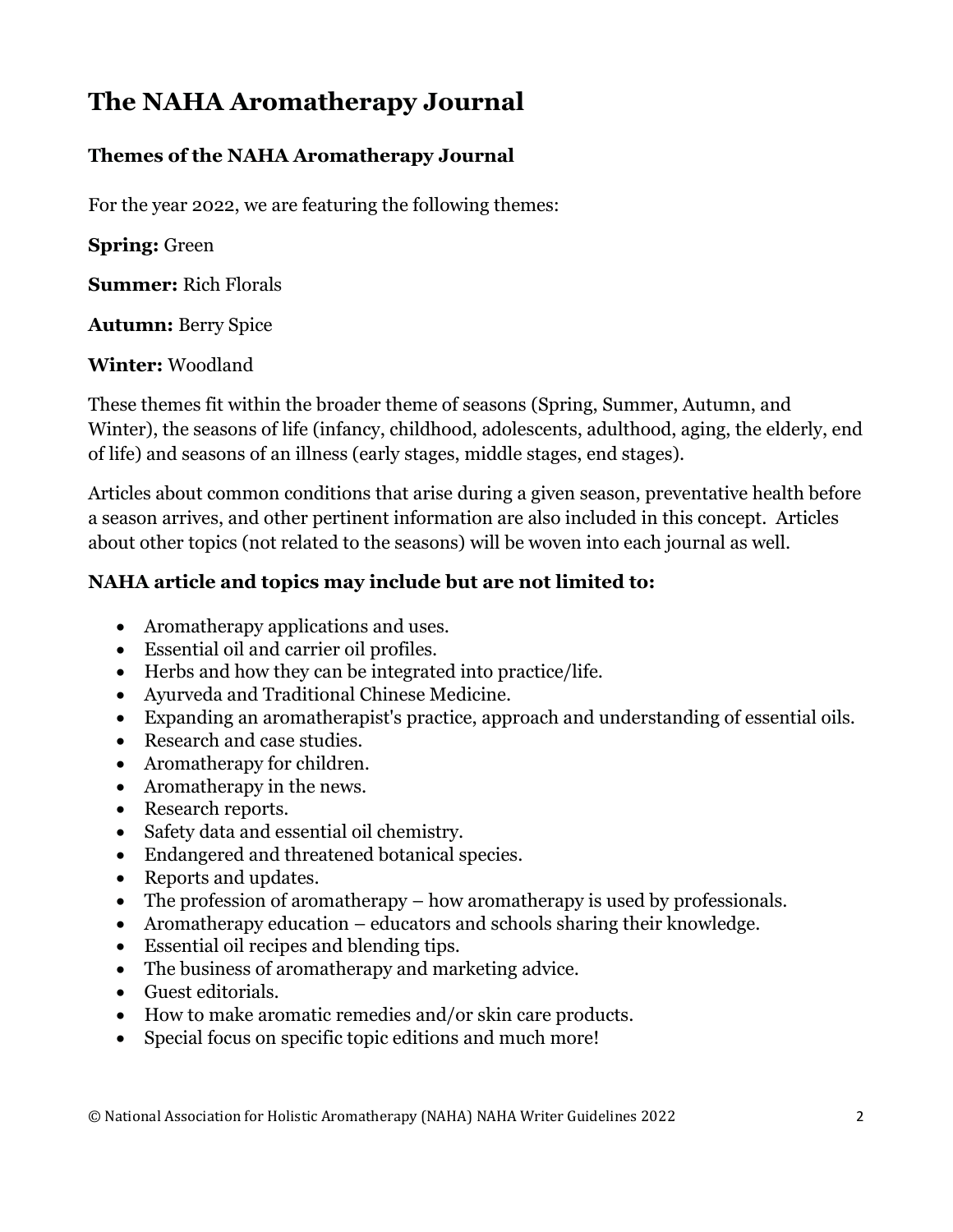# The NAHA Aromatherapy Journal

### Themes of the NAHA Aromatherapy Journal

For the year 2022, we are featuring the following themes:

**Spring:** Green

**Summer:** Rich Florals

**Autumn:** Berry Spice

**Winter:** Woodland

These themes fit within the broader theme of seasons (Spring, Summer, Autumn, and Winter), the seasons of life (infancy, childhood, adolescents, adulthood, aging, the elderly, end of life) and seasons of an illness (early stages, middle stages, end stages).

Articles about common conditions that arise during a given season, preventative health before a season arrives, and other pertinent information are also included in this concept. Articles about other topics (not related to the seasons) will be woven into each journal as well.

### NAHA article and topics may include but are not limited to:

- Aromatherapy applications and uses.
- Essential oil and carrier oil profiles.
- Herbs and how they can be integrated into practice/life.
- Ayurveda and Traditional Chinese Medicine.
- Expanding an aromatherapist's practice, approach and understanding of essential oils.
- Research and case studies.
- Aromatherapy for children.
- Aromatherapy in the news.
- Research reports.
- Safety data and essential oil chemistry.
- Endangered and threatened botanical species.
- Reports and updates.
- The profession of aromatherapy – how aromatherapy is used by professionals.
- Aromatherapy education – educators and schools sharing their knowledge.
- Essential oil recipes and blending tips.
- The business of aromatherapy and marketing advice.
- Guest editorials.
- How to make aromatic remedies and/or skin care products.
- Special focus on specific topic editions and much more!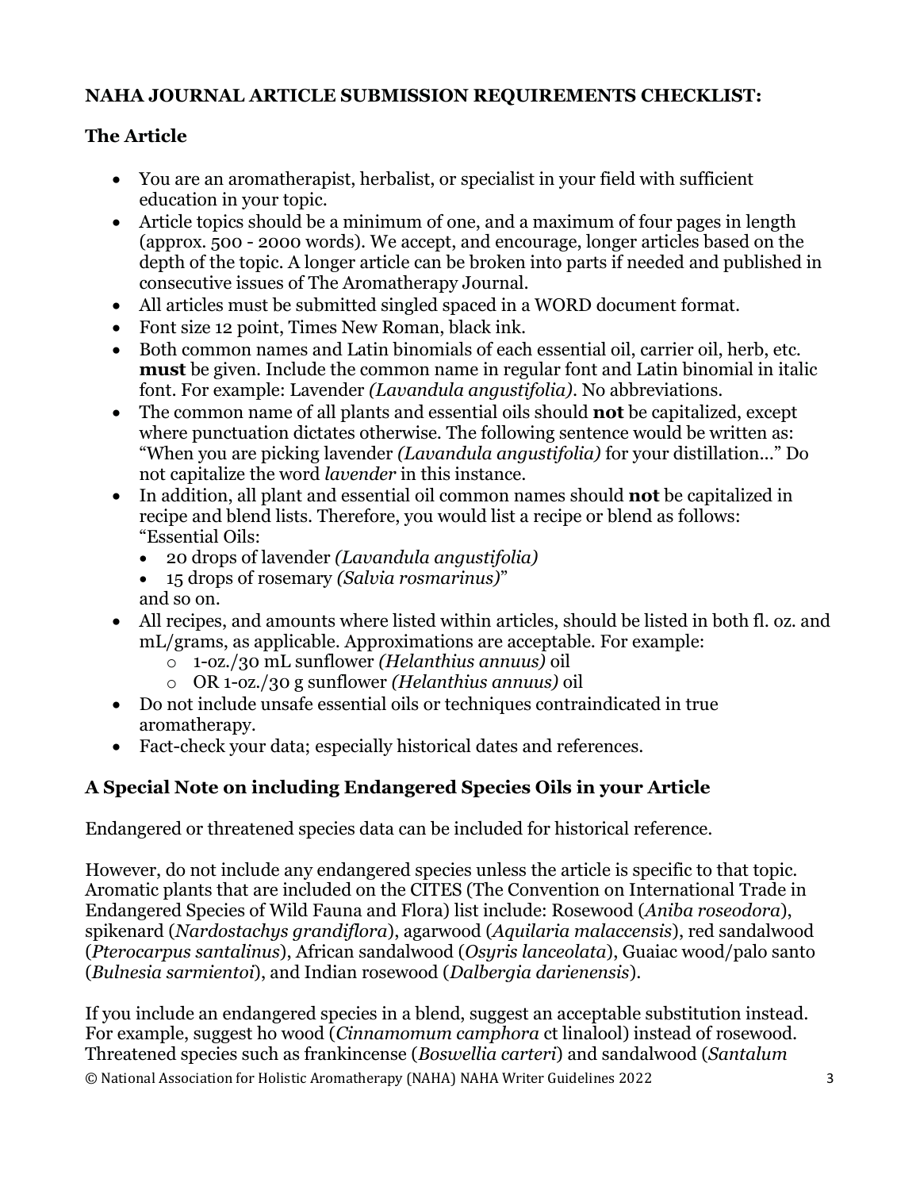## NAHA JOURNAL ARTICLE SUBMISSION REQUIREMENTS CHECKLIST:

### The Article

- You are an aromatherapist, herbalist, or specialist in your field with sufficient education in your topic.
- Article topics should be a minimum of one, and a maximum of four pages in length (approx. 500 - 2000 words). We accept, and encourage, longer articles based on the depth of the topic. A longer article can be broken into parts if needed and published in consecutive issues of The Aromatherapy Journal.
- All articles must be submitted singled spaced in a WORD document format.
- Font size 12 point, Times New Roman, black ink.
- Both common names and Latin binomials of each essential oil, carrier oil, herb, etc. **must** be given. Include the common name in regular font and Latin binomial in italic font. For example: Lavender *(Lavandula angustifolia)*. No abbreviations.
- The common name of all plants and essential oils should **not** be capitalized, except where punctuation dictates otherwise. The following sentence would be written as: "When you are picking lavender *(Lavandula angustifolia)* for your distillation…" Do not capitalize the word *lavender* in this instance.
- In addition, all plant and essential oil common names should **not** be capitalized in recipe and blend lists. Therefore, you would list a recipe or blend as follows: "Essential Oils:
  - 20 drops of lavender *(Lavandula angustifolia)*
  - 15 drops of rosemary *(Salvia rosmarinus)*"

  and so on.
- All recipes, and amounts where listed within articles, should be listed in both fl. oz. and mL/grams, as applicable. Approximations are acceptable. For example:
  - 1-oz./30 mL sunflower *(Helanthius annuus)* oil
  - OR 1-oz./30 g sunflower *(Helanthius annuus)* oil
- Do not include unsafe essential oils or techniques contraindicated in true aromatherapy.
- Fact-check your data; especially historical dates and references.

### A Special Note on including Endangered Species Oils in your Article

Endangered or threatened species data can be included for historical reference.

However, do not include any endangered species unless the article is specific to that topic. Aromatic plants that are included on the CITES (The Convention on International Trade in Endangered Species of Wild Fauna and Flora) list include: Rosewood (*Aniba roseodora*), spikenard (*Nardostachys grandiflora*), agarwood (*Aquilaria malaccensis*), red sandalwood (*Pterocarpus santalinus*), African sandalwood (*Osyris lanceolata*), Guaiac wood/palo santo (*Bulnesia sarmientoi*), and Indian rosewood (*Dalbergia darienensis*).

If you include an endangered species in a blend, suggest an acceptable substitution instead. For example, suggest ho wood (*Cinnamomum camphora* ct linalool) instead of rosewood. Threatened species such as frankincense (*Boswellia carteri*) and sandalwood (*Santalum*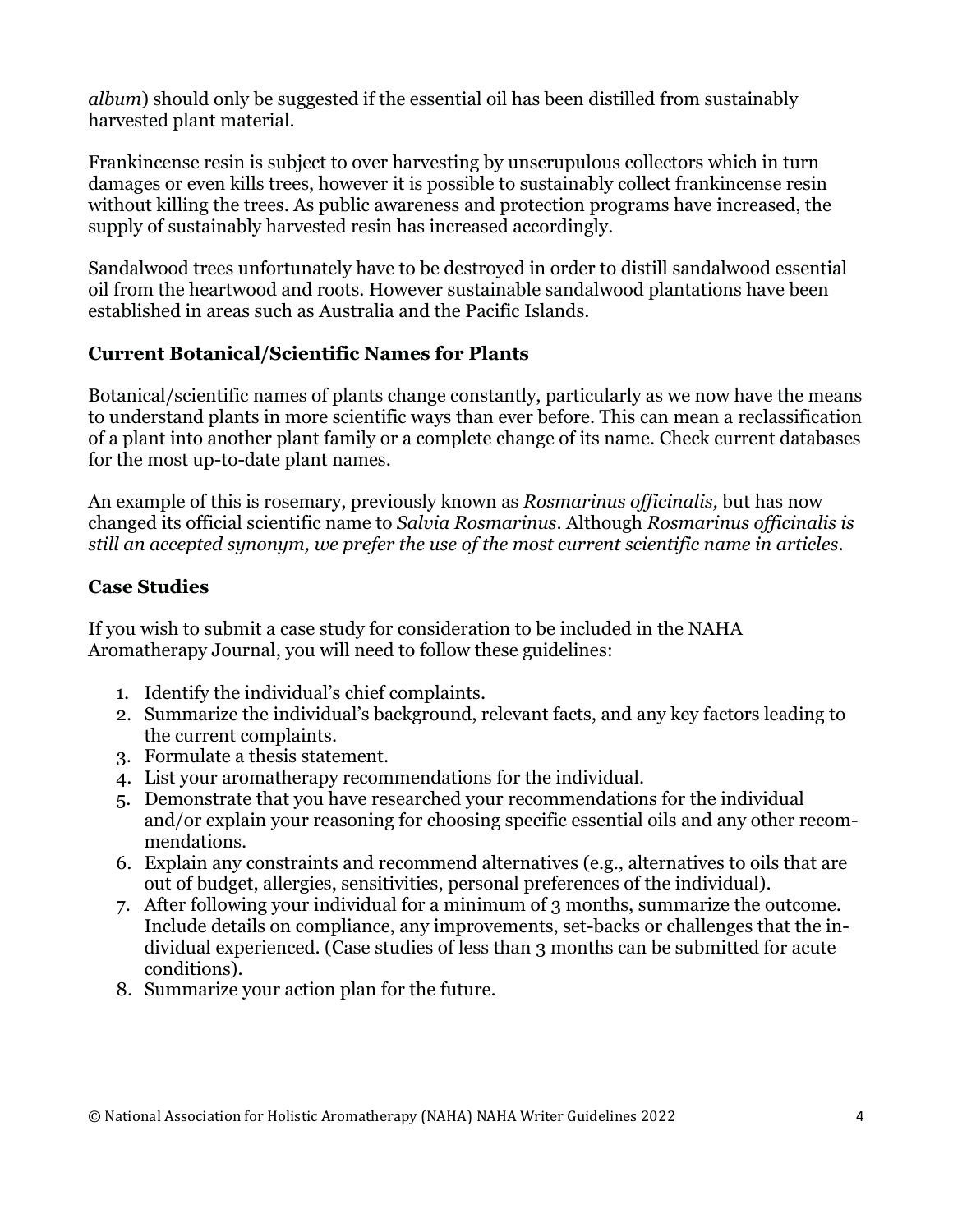*album*) should only be suggested if the essential oil has been distilled from sustainably harvested plant material.

Frankincense resin is subject to over harvesting by unscrupulous collectors which in turn damages or even kills trees, however it is possible to sustainably collect frankincense resin without killing the trees. As public awareness and protection programs have increased, the supply of sustainably harvested resin has increased accordingly.

Sandalwood trees unfortunately have to be destroyed in order to distill sandalwood essential oil from the heartwood and roots. However sustainable sandalwood plantations have been established in areas such as Australia and the Pacific Islands.

### Current Botanical/Scientific Names for Plants

Botanical/scientific names of plants change constantly, particularly as we now have the means to understand plants in more scientific ways than ever before. This can mean a reclassification of a plant into another plant family or a complete change of its name. Check current databases for the most up-to-date plant names.

An example of this is rosemary, previously known as *Rosmarinus officinalis,* but has now changed its official scientific name to *Salvia Rosmarinus*. Although *Rosmarinus officinalis is still an accepted synonym, we prefer the use of the most current scientific name in articles*.

### Case Studies

If you wish to submit a case study for consideration to be included in the NAHA Aromatherapy Journal, you will need to follow these guidelines:

1. Identify the individual's chief complaints.
2. Summarize the individual's background, relevant facts, and any key factors leading to the current complaints.
3. Formulate a thesis statement.
4. List your aromatherapy recommendations for the individual.
5. Demonstrate that you have researched your recommendations for the individual and/or explain your reasoning for choosing specific essential oils and any other recommendations.
6. Explain any constraints and recommend alternatives (e.g., alternatives to oils that are out of budget, allergies, sensitivities, personal preferences of the individual).
7. After following your individual for a minimum of 3 months, summarize the outcome. Include details on compliance, any improvements, set-backs or challenges that the individual experienced. (Case studies of less than 3 months can be submitted for acute conditions).
8. Summarize your action plan for the future.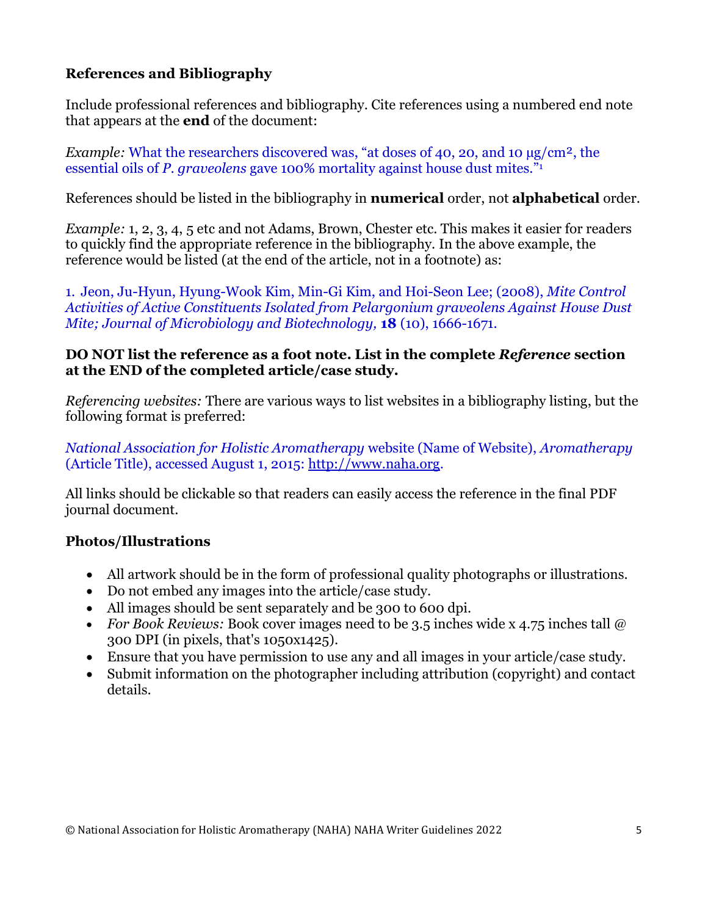### References and Bibliography

Include professional references and bibliography. Cite references using a numbered end note that appears at the **end** of the document:

*Example:* What the researchers discovered was, "at doses of 40, 20, and 10 μg/cm², the essential oils of *P. graveolens* gave 100% mortality against house dust mites."[1]

References should be listed in the bibliography in **numerical** order, not **alphabetical** order.

*Example:* 1, 2, 3, 4, 5 etc and not Adams, Brown, Chester etc. This makes it easier for readers to quickly find the appropriate reference in the bibliography. In the above example, the reference would be listed (at the end of the article, not in a footnote) as:

1. Jeon, Ju-Hyun, Hyung-Wook Kim, Min-Gi Kim, and Hoi-Seon Lee; (2008), *Mite Control Activities of Active Constituents Isolated from Pelargonium graveolens Against House Dust Mite; Journal of Microbiology and Biotechnology,* **18** (10), 1666-1671.

**DO NOT list the reference as a foot note. List in the complete *Reference* section at the END of the completed article/case study.**

*Referencing websites:* There are various ways to list websites in a bibliography listing, but the following format is preferred:

*National Association for Holistic Aromatherapy* website (Name of Website), *Aromatherapy* (Article Title), accessed August 1, 2015: http://www.naha.org.

All links should be clickable so that readers can easily access the reference in the final PDF journal document.

### Photos/Illustrations

- All artwork should be in the form of professional quality photographs or illustrations.
- Do not embed any images into the article/case study.
- All images should be sent separately and be 300 to 600 dpi.
- *For Book Reviews:* Book cover images need to be 3.5 inches wide x 4.75 inches tall @ 300 DPI (in pixels, that's 1050x1425).
- Ensure that you have permission to use any and all images in your article/case study.
- Submit information on the photographer including attribution (copyright) and contact details.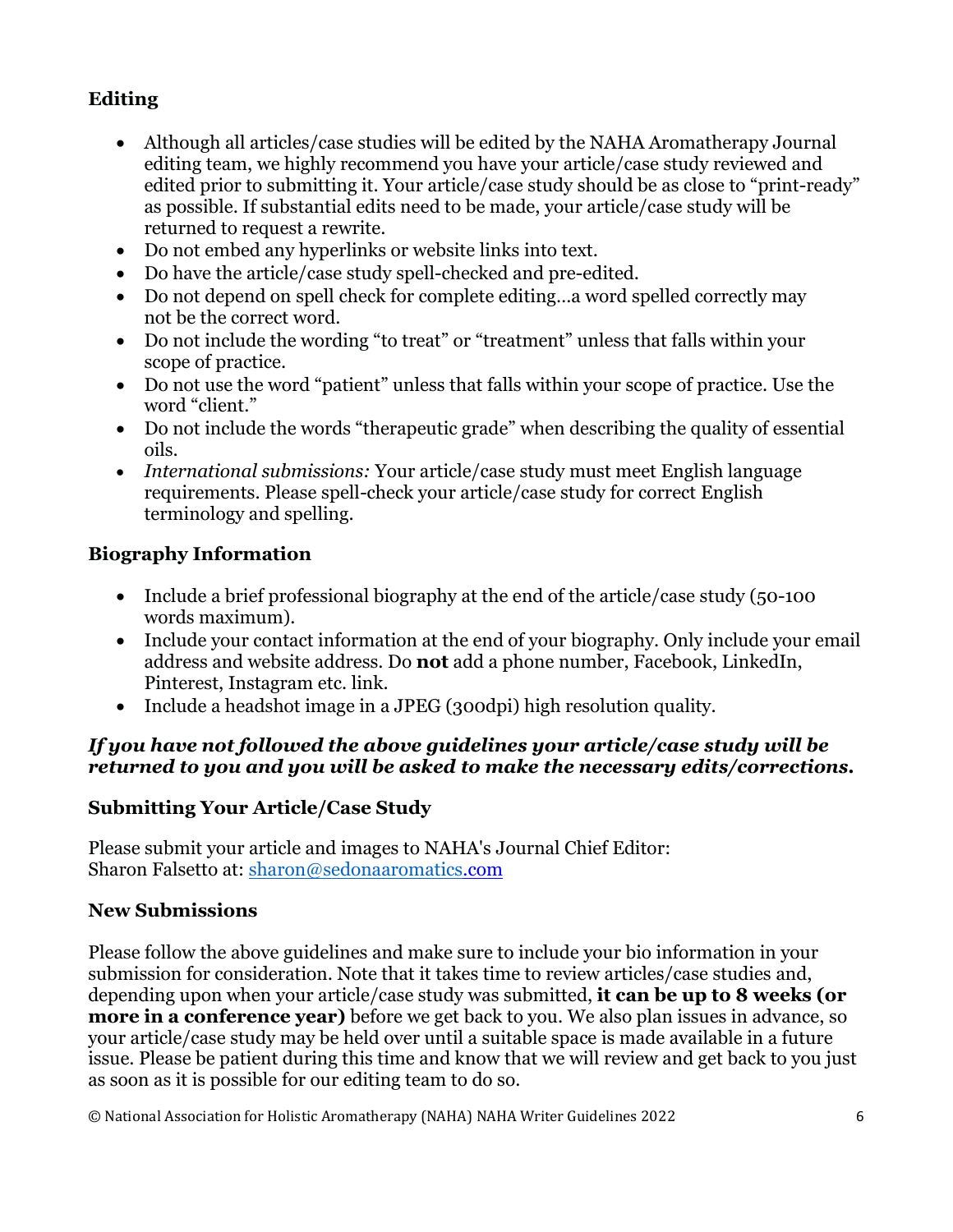### Editing

- Although all articles/case studies will be edited by the NAHA Aromatherapy Journal editing team, we highly recommend you have your article/case study reviewed and edited prior to submitting it. Your article/case study should be as close to "print-ready" as possible. If substantial edits need to be made, your article/case study will be returned to request a rewrite.
- Do not embed any hyperlinks or website links into text.
- Do have the article/case study spell-checked and pre-edited.
- Do not depend on spell check for complete editing…a word spelled correctly may not be the correct word.
- Do not include the wording "to treat" or "treatment" unless that falls within your scope of practice.
- Do not use the word "patient" unless that falls within your scope of practice. Use the word "client."
- Do not include the words "therapeutic grade" when describing the quality of essential oils.
- *International submissions:* Your article/case study must meet English language requirements. Please spell-check your article/case study for correct English terminology and spelling.

### Biography Information

- Include a brief professional biography at the end of the article/case study (50-100 words maximum).
- Include your contact information at the end of your biography. Only include your email address and website address. Do **not** add a phone number, Facebook, LinkedIn, Pinterest, Instagram etc. link.
- Include a headshot image in a JPEG (300dpi) high resolution quality.

***If you have not followed the above guidelines your article/case study will be returned to you and you will be asked to make the necessary edits/corrections.***

### Submitting Your Article/Case Study

Please submit your article and images to NAHA's Journal Chief Editor:
Sharon Falsetto at: sharon@sedonaaromatics.com

### New Submissions

Please follow the above guidelines and make sure to include your bio information in your submission for consideration. Note that it takes time to review articles/case studies and, depending upon when your article/case study was submitted, **it can be up to 8 weeks (or more in a conference year)** before we get back to you. We also plan issues in advance, so your article/case study may be held over until a suitable space is made available in a future issue. Please be patient during this time and know that we will review and get back to you just as soon as it is possible for our editing team to do so.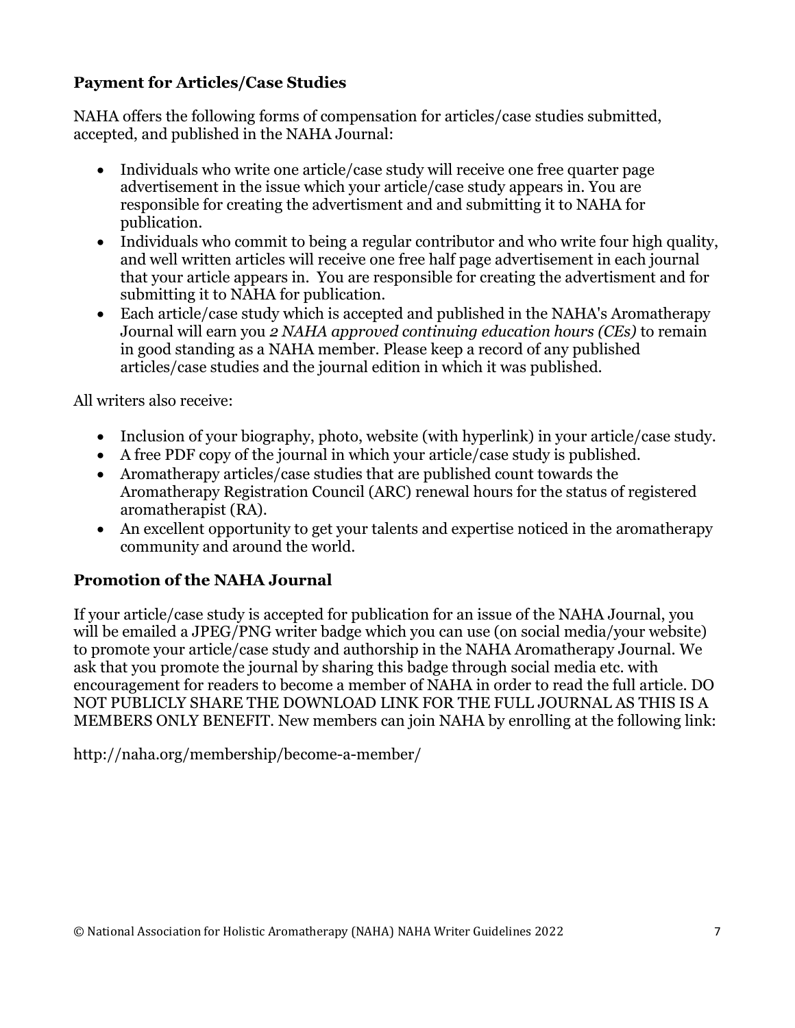## Payment for Articles/Case Studies

NAHA offers the following forms of compensation for articles/case studies submitted, accepted, and published in the NAHA Journal:

- Individuals who write one article/case study will receive one free quarter page advertisement in the issue which your article/case study appears in. You are responsible for creating the advertisment and and submitting it to NAHA for publication.
- Individuals who commit to being a regular contributor and who write four high quality, and well written articles will receive one free half page advertisement in each journal that your article appears in. You are responsible for creating the advertisment and for submitting it to NAHA for publication.
- Each article/case study which is accepted and published in the NAHA's Aromatherapy Journal will earn you *2 NAHA approved continuing education hours (CEs)* to remain in good standing as a NAHA member. Please keep a record of any published articles/case studies and the journal edition in which it was published.

All writers also receive:

- Inclusion of your biography, photo, website (with hyperlink) in your article/case study.
- A free PDF copy of the journal in which your article/case study is published.
- Aromatherapy articles/case studies that are published count towards the Aromatherapy Registration Council (ARC) renewal hours for the status of registered aromatherapist (RA).
- An excellent opportunity to get your talents and expertise noticed in the aromatherapy community and around the world.

## Promotion of the NAHA Journal

If your article/case study is accepted for publication for an issue of the NAHA Journal, you will be emailed a JPEG/PNG writer badge which you can use (on social media/your website) to promote your article/case study and authorship in the NAHA Aromatherapy Journal. We ask that you promote the journal by sharing this badge through social media etc. with encouragement for readers to become a member of NAHA in order to read the full article. DO NOT PUBLICLY SHARE THE DOWNLOAD LINK FOR THE FULL JOURNAL AS THIS IS A MEMBERS ONLY BENEFIT. New members can join NAHA by enrolling at the following link:

http://naha.org/membership/become-a-member/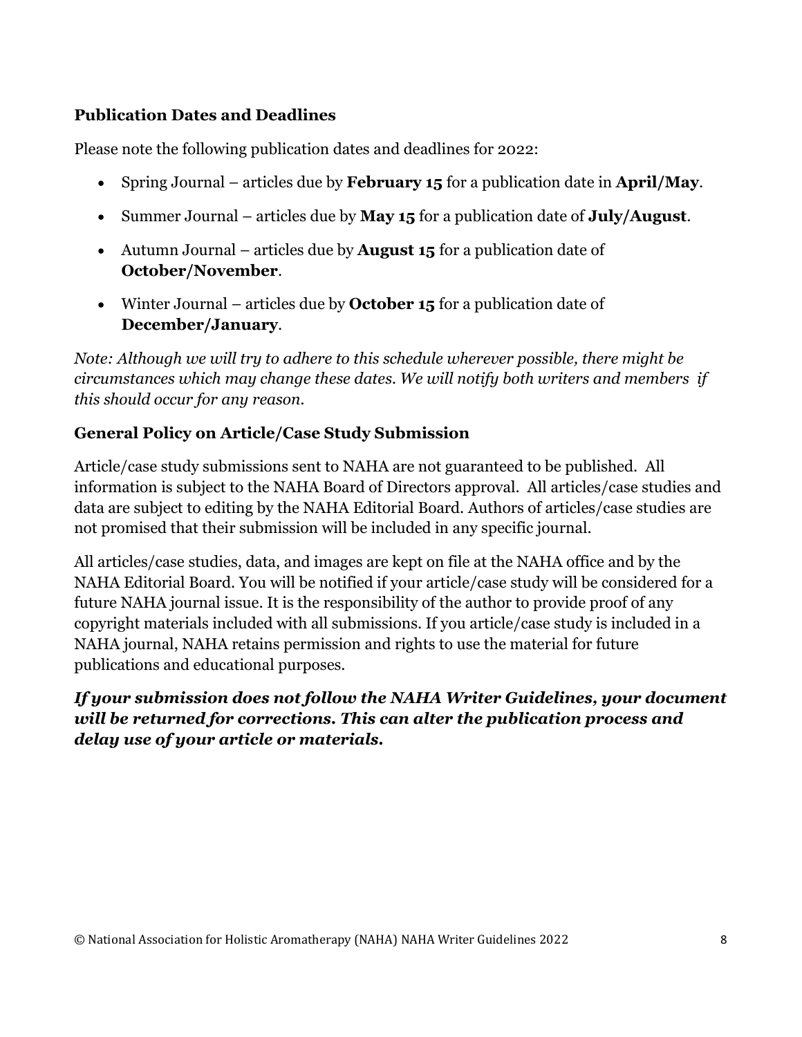### Publication Dates and Deadlines

Please note the following publication dates and deadlines for 2022:

- Spring Journal – articles due by **February 15** for a publication date in **April/May**.
- Summer Journal – articles due by **May 15** for a publication date of **July/August**.
- Autumn Journal – articles due by **August 15** for a publication date of **October/November**.
- Winter Journal – articles due by **October 15** for a publication date of **December/January**.

*Note: Although we will try to adhere to this schedule wherever possible, there might be circumstances which may change these dates. We will notify both writers and members if this should occur for any reason.*

### General Policy on Article/Case Study Submission

Article/case study submissions sent to NAHA are not guaranteed to be published. All information is subject to the NAHA Board of Directors approval. All articles/case studies and data are subject to editing by the NAHA Editorial Board. Authors of articles/case studies are not promised that their submission will be included in any specific journal.

All articles/case studies, data, and images are kept on file at the NAHA office and by the NAHA Editorial Board. You will be notified if your article/case study will be considered for a future NAHA journal issue. It is the responsibility of the author to provide proof of any copyright materials included with all submissions. If you article/case study is included in a NAHA journal, NAHA retains permission and rights to use the material for future publications and educational purposes.

***If your submission does not follow the NAHA Writer Guidelines, your document will be returned for corrections. This can alter the publication process and delay use of your article or materials.***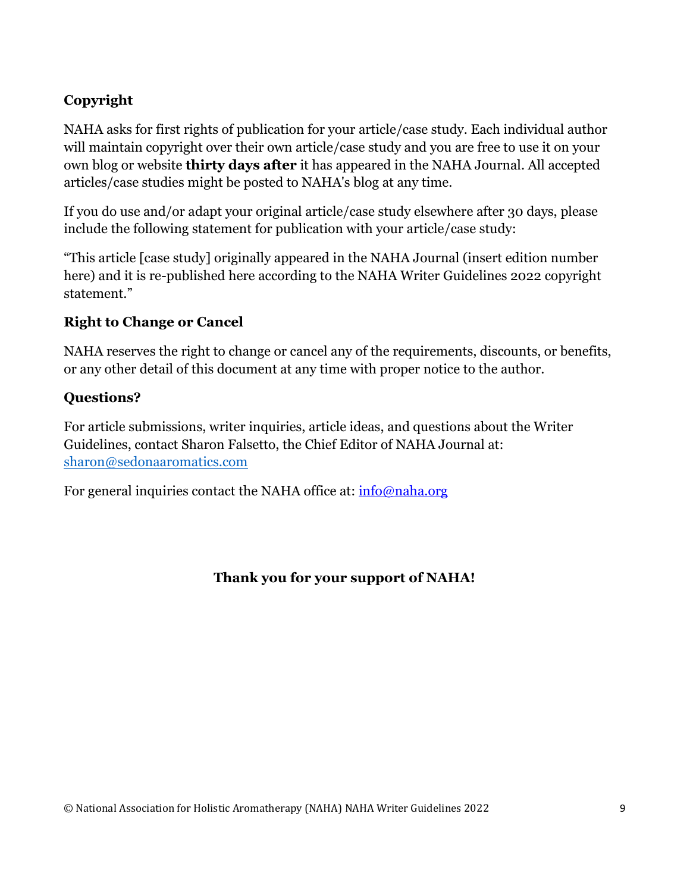## Copyright

NAHA asks for first rights of publication for your article/case study. Each individual author will maintain copyright over their own article/case study and you are free to use it on your own blog or website **thirty days after** it has appeared in the NAHA Journal. All accepted articles/case studies might be posted to NAHA's blog at any time.

If you do use and/or adapt your original article/case study elsewhere after 30 days, please include the following statement for publication with your article/case study:

"This article [case study] originally appeared in the NAHA Journal (insert edition number here) and it is re-published here according to the NAHA Writer Guidelines 2022 copyright statement."

## Right to Change or Cancel

NAHA reserves the right to change or cancel any of the requirements, discounts, or benefits, or any other detail of this document at any time with proper notice to the author.

## Questions?

For article submissions, writer inquiries, article ideas, and questions about the Writer Guidelines, contact Sharon Falsetto, the Chief Editor of NAHA Journal at: sharon@sedonaaromatics.com

For general inquiries contact the NAHA office at: info@naha.org

**Thank you for your support of NAHA!**